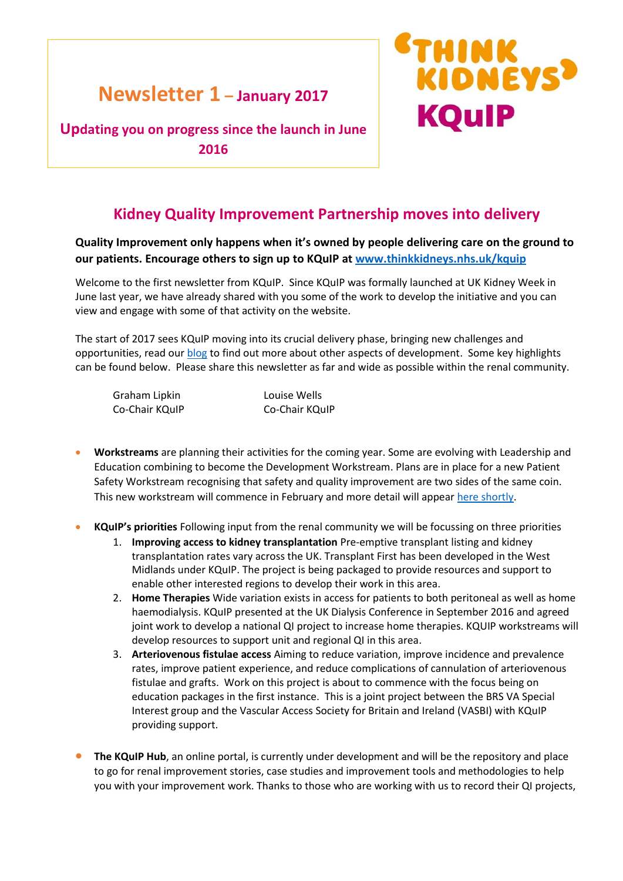# Newsletter 1 – January 2017

**Updating you on progress since the launch in June 2016**

THINK KIDNEYS
KQuIP

## Kidney Quality Improvement Partnership moves into delivery

**Quality Improvement only happens when it's owned by people delivering care on the ground to our patients. Encourage others to sign up to KQuIP at www.thinkkidneys.nhs.uk/kquip**

Welcome to the first newsletter from KQuIP. Since KQuIP was formally launched at UK Kidney Week in June last year, we have already shared with you some of the work to develop the initiative and you can view and engage with some of that activity on the website.

The start of 2017 sees KQuIP moving into its crucial delivery phase, bringing new challenges and opportunities, read our blog to find out more about other aspects of development. Some key highlights can be found below. Please share this newsletter as far and wide as possible within the renal community.

Graham Lipkin
Co-Chair KQuIP

Louise Wells
Co-Chair KQuIP

- **Workstreams** are planning their activities for the coming year. Some are evolving with Leadership and Education combining to become the Development Workstream. Plans are in place for a new Patient Safety Workstream recognising that safety and quality improvement are two sides of the same coin. This new workstream will commence in February and more detail will appear here shortly.

- **KQuIP's priorities** Following input from the renal community we will be focussing on three priorities
  1. **Improving access to kidney transplantation** Pre-emptive transplant listing and kidney transplantation rates vary across the UK. Transplant First has been developed in the West Midlands under KQuIP. The project is being packaged to provide resources and support to enable other interested regions to develop their work in this area.
  2. **Home Therapies** Wide variation exists in access for patients to both peritoneal as well as home haemodialysis. KQuIP presented at the UK Dialysis Conference in September 2016 and agreed joint work to develop a national QI project to increase home therapies. KQUIP workstreams will develop resources to support unit and regional QI in this area.
  3. **Arteriovenous fistulae access** Aiming to reduce variation, improve incidence and prevalence rates, improve patient experience, and reduce complications of cannulation of arteriovenous fistulae and grafts. Work on this project is about to commence with the focus being on education packages in the first instance. This is a joint project between the BRS VA Special Interest group and the Vascular Access Society for Britain and Ireland (VASBI) with KQuIP providing support.

- **The KQuIP Hub**, an online portal, is currently under development and will be the repository and place to go for renal improvement stories, case studies and improvement tools and methodologies to help you with your improvement work. Thanks to those who are working with us to record their QI projects,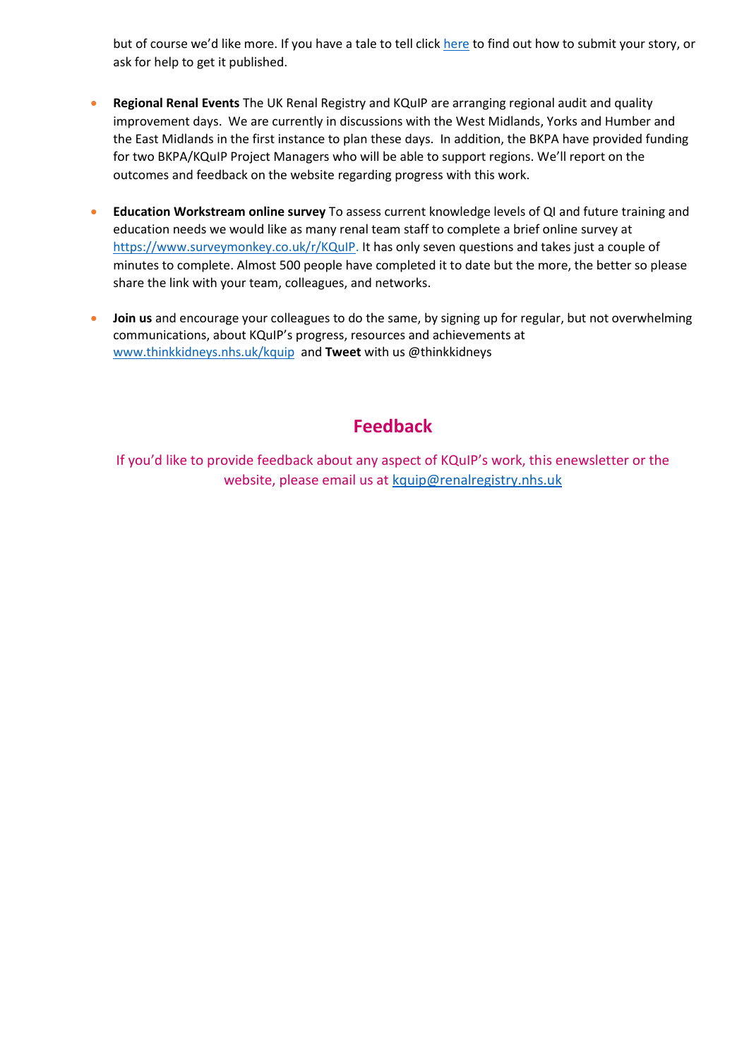but of course we'd like more. If you have a tale to tell click here to find out how to submit your story, or ask for help to get it published.

- **Regional Renal Events** The UK Renal Registry and KQuIP are arranging regional audit and quality improvement days. We are currently in discussions with the West Midlands, Yorks and Humber and the East Midlands in the first instance to plan these days. In addition, the BKPA have provided funding for two BKPA/KQuIP Project Managers who will be able to support regions. We'll report on the outcomes and feedback on the website regarding progress with this work.

- **Education Workstream online survey** To assess current knowledge levels of QI and future training and education needs we would like as many renal team staff to complete a brief online survey at https://www.surveymonkey.co.uk/r/KQuIP. It has only seven questions and takes just a couple of minutes to complete. Almost 500 people have completed it to date but the more, the better so please share the link with your team, colleagues, and networks.

- **Join us** and encourage your colleagues to do the same, by signing up for regular, but not overwhelming communications, about KQuIP's progress, resources and achievements at www.thinkkidneys.nhs.uk/kquip and **Tweet** with us @thinkkidneys

## Feedback

If you'd like to provide feedback about any aspect of KQuIP's work, this enewsletter or the website, please email us at kquip@renalregistry.nhs.uk